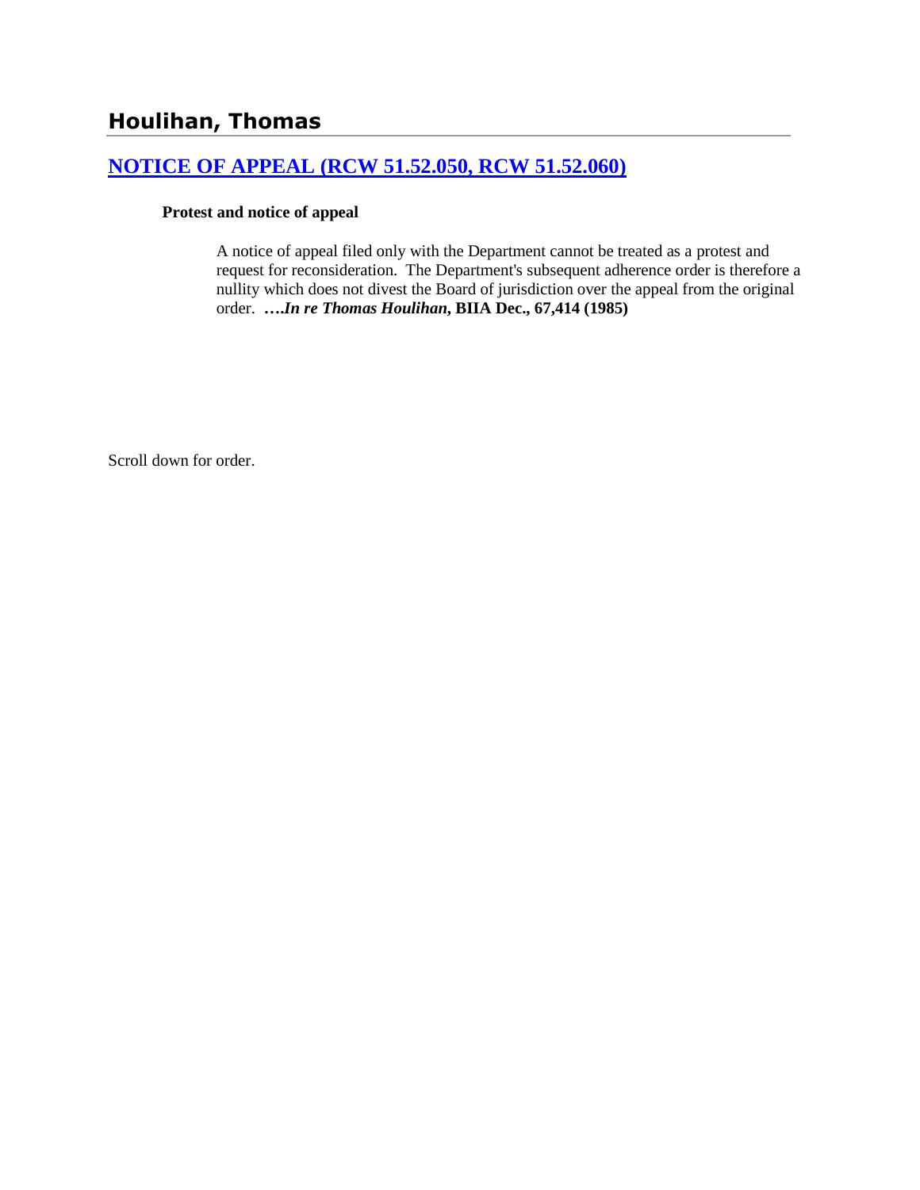## Houlihan, Thomas

### [NOTICE OF APPEAL (RCW 51.52.050, RCW 51.52.060)]

**Protest and notice of appeal**

> A notice of appeal filed only with the Department cannot be treated as a protest and request for reconsideration. The Department's subsequent adherence order is therefore a nullity which does not divest the Board of jurisdiction over the appeal from the original order. **….*In re Thomas Houlihan*, BIIA Dec., 67,414 (1985)**

Scroll down for order.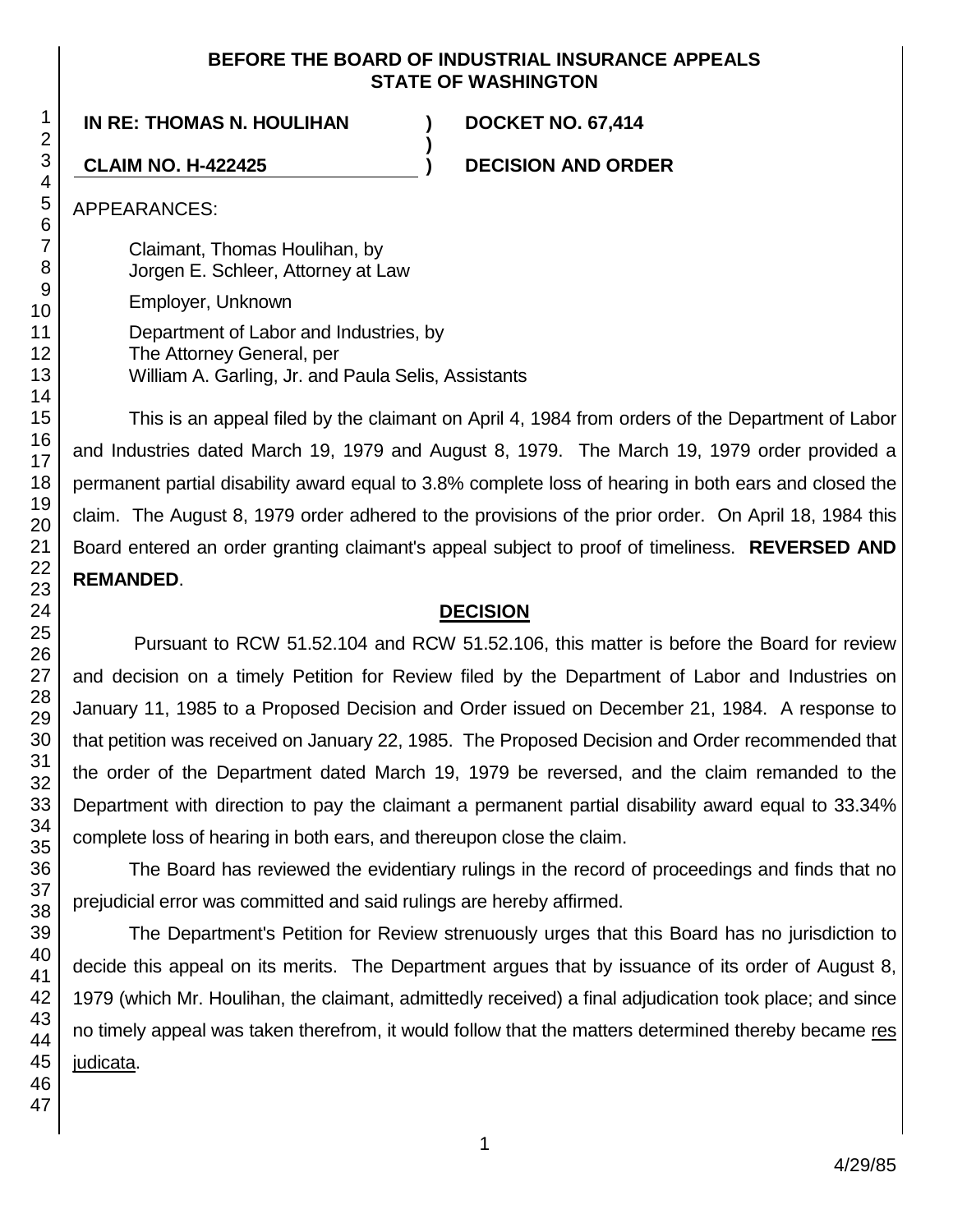**BEFORE THE BOARD OF INDUSTRIAL INSURANCE APPEALS**
**STATE OF WASHINGTON**

| | | |
|---|---|---|
| **IN RE: THOMAS N. HOULIHAN** | **)** | **DOCKET NO. 67,414** |
| | **)** | |
| **CLAIM NO. H-422425** | **)** | **DECISION AND ORDER** |

APPEARANCES:

Claimant, Thomas Houlihan, by
Jorgen E. Schleer, Attorney at Law

Employer, Unknown

Department of Labor and Industries, by
The Attorney General, per
William A. Garling, Jr. and Paula Selis, Assistants

This is an appeal filed by the claimant on April 4, 1984 from orders of the Department of Labor and Industries dated March 19, 1979 and August 8, 1979. The March 19, 1979 order provided a permanent partial disability award equal to 3.8% complete loss of hearing in both ears and closed the claim. The August 8, 1979 order adhered to the provisions of the prior order. On April 18, 1984 this Board entered an order granting claimant's appeal subject to proof of timeliness. **REVERSED AND REMANDED**.

## DECISION

Pursuant to RCW 51.52.104 and RCW 51.52.106, this matter is before the Board for review and decision on a timely Petition for Review filed by the Department of Labor and Industries on January 11, 1985 to a Proposed Decision and Order issued on December 21, 1984. A response to that petition was received on January 22, 1985. The Proposed Decision and Order recommended that the order of the Department dated March 19, 1979 be reversed, and the claim remanded to the Department with direction to pay the claimant a permanent partial disability award equal to 33.34% complete loss of hearing in both ears, and thereupon close the claim.

The Board has reviewed the evidentiary rulings in the record of proceedings and finds that no prejudicial error was committed and said rulings are hereby affirmed.

The Department's Petition for Review strenuously urges that this Board has no jurisdiction to decide this appeal on its merits. The Department argues that by issuance of its order of August 8, 1979 (which Mr. Houlihan, the claimant, admittedly received) a final adjudication took place; and since no timely appeal was taken therefrom, it would follow that the matters determined thereby became res judicata.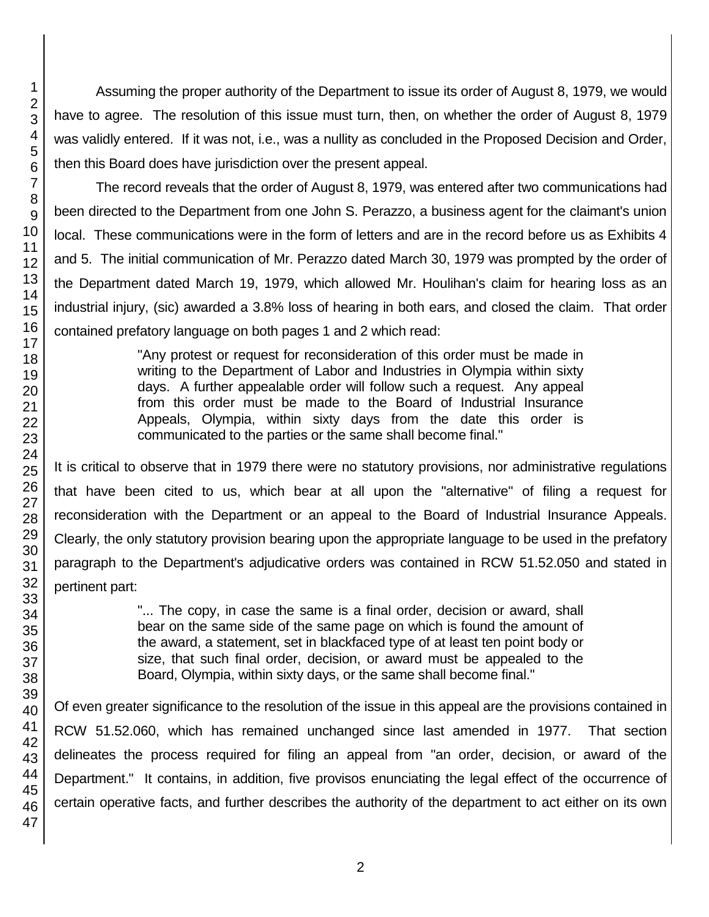Assuming the proper authority of the Department to issue its order of August 8, 1979, we would have to agree. The resolution of this issue must turn, then, on whether the order of August 8, 1979 was validly entered. If it was not, i.e., was a nullity as concluded in the Proposed Decision and Order, then this Board does have jurisdiction over the present appeal.

The record reveals that the order of August 8, 1979, was entered after two communications had been directed to the Department from one John S. Perazzo, a business agent for the claimant's union local. These communications were in the form of letters and are in the record before us as Exhibits 4 and 5. The initial communication of Mr. Perazzo dated March 30, 1979 was prompted by the order of the Department dated March 19, 1979, which allowed Mr. Houlihan's claim for hearing loss as an industrial injury, (sic) awarded a 3.8% loss of hearing in both ears, and closed the claim. That order contained prefatory language on both pages 1 and 2 which read:

> "Any protest or request for reconsideration of this order must be made in writing to the Department of Labor and Industries in Olympia within sixty days. A further appealable order will follow such a request. Any appeal from this order must be made to the Board of Industrial Insurance Appeals, Olympia, within sixty days from the date this order is communicated to the parties or the same shall become final."

It is critical to observe that in 1979 there were no statutory provisions, nor administrative regulations that have been cited to us, which bear at all upon the "alternative" of filing a request for reconsideration with the Department or an appeal to the Board of Industrial Insurance Appeals. Clearly, the only statutory provision bearing upon the appropriate language to be used in the prefatory paragraph to the Department's adjudicative orders was contained in RCW 51.52.050 and stated in pertinent part:

> "... The copy, in case the same is a final order, decision or award, shall bear on the same side of the same page on which is found the amount of the award, a statement, set in blackfaced type of at least ten point body or size, that such final order, decision, or award must be appealed to the Board, Olympia, within sixty days, or the same shall become final."

Of even greater significance to the resolution of the issue in this appeal are the provisions contained in RCW 51.52.060, which has remained unchanged since last amended in 1977. That section delineates the process required for filing an appeal from "an order, decision, or award of the Department." It contains, in addition, five provisos enunciating the legal effect of the occurrence of certain operative facts, and further describes the authority of the department to act either on its own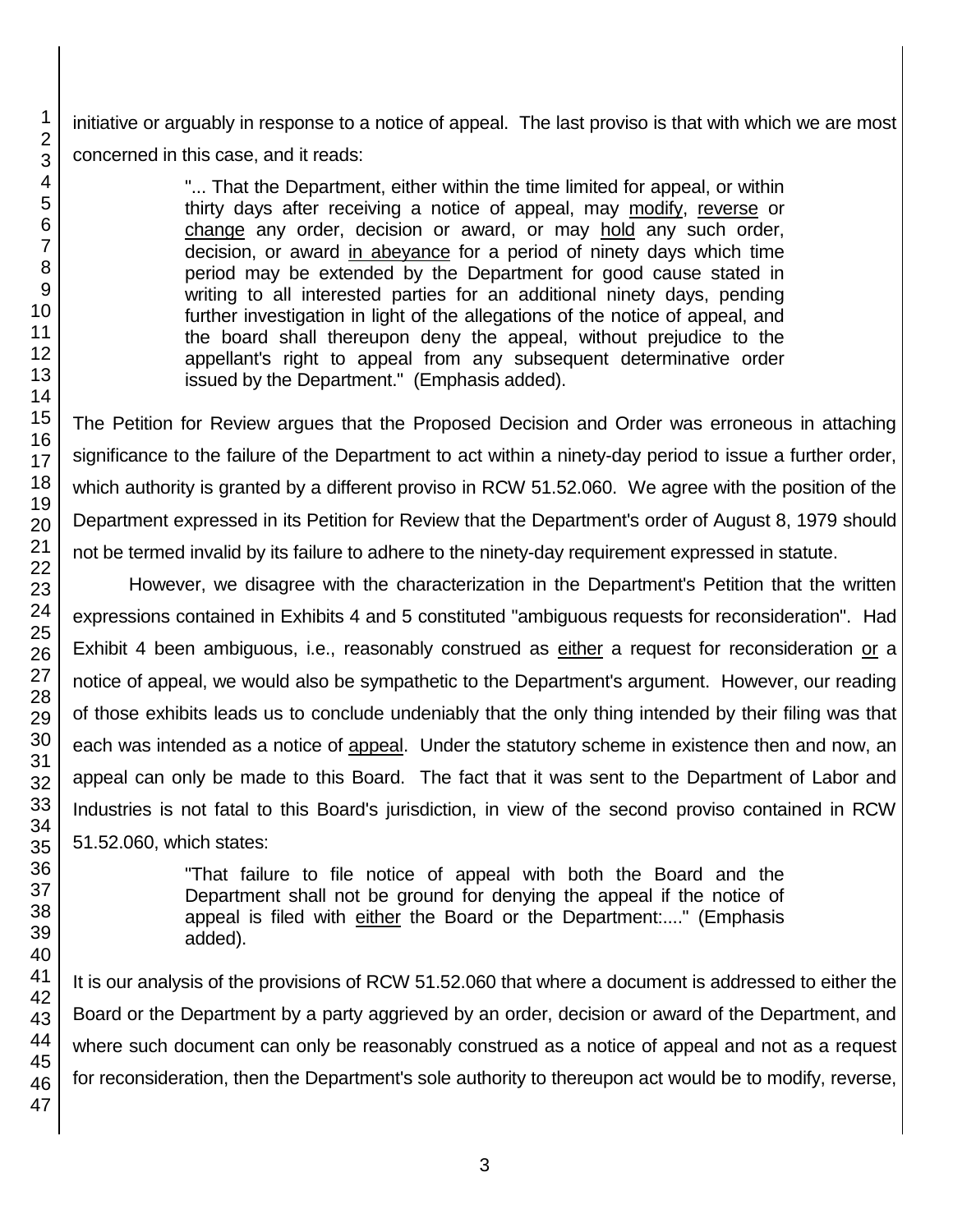initiative or arguably in response to a notice of appeal. The last proviso is that with which we are most concerned in this case, and it reads:

> "... That the Department, either within the time limited for appeal, or within thirty days after receiving a notice of appeal, may modify, reverse or change any order, decision or award, or may hold any such order, decision, or award in abeyance for a period of ninety days which time period may be extended by the Department for good cause stated in writing to all interested parties for an additional ninety days, pending further investigation in light of the allegations of the notice of appeal, and the board shall thereupon deny the appeal, without prejudice to the appellant's right to appeal from any subsequent determinative order issued by the Department." (Emphasis added).

The Petition for Review argues that the Proposed Decision and Order was erroneous in attaching significance to the failure of the Department to act within a ninety-day period to issue a further order, which authority is granted by a different proviso in RCW 51.52.060. We agree with the position of the Department expressed in its Petition for Review that the Department's order of August 8, 1979 should not be termed invalid by its failure to adhere to the ninety-day requirement expressed in statute.

However, we disagree with the characterization in the Department's Petition that the written expressions contained in Exhibits 4 and 5 constituted "ambiguous requests for reconsideration". Had Exhibit 4 been ambiguous, i.e., reasonably construed as either a request for reconsideration or a notice of appeal, we would also be sympathetic to the Department's argument. However, our reading of those exhibits leads us to conclude undeniably that the only thing intended by their filing was that each was intended as a notice of appeal. Under the statutory scheme in existence then and now, an appeal can only be made to this Board. The fact that it was sent to the Department of Labor and Industries is not fatal to this Board's jurisdiction, in view of the second proviso contained in RCW 51.52.060, which states:

> "That failure to file notice of appeal with both the Board and the Department shall not be ground for denying the appeal if the notice of appeal is filed with either the Board or the Department:...." (Emphasis added).

It is our analysis of the provisions of RCW 51.52.060 that where a document is addressed to either the Board or the Department by a party aggrieved by an order, decision or award of the Department, and where such document can only be reasonably construed as a notice of appeal and not as a request for reconsideration, then the Department's sole authority to thereupon act would be to modify, reverse,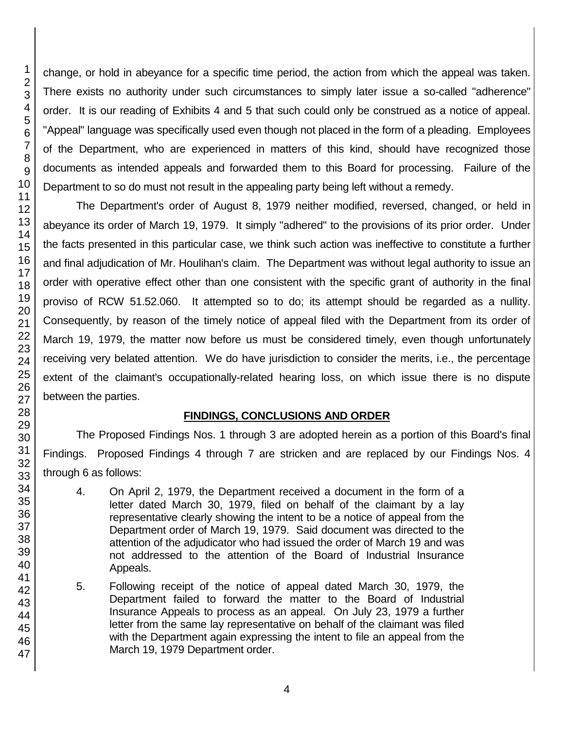change, or hold in abeyance for a specific time period, the action from which the appeal was taken. There exists no authority under such circumstances to simply later issue a so-called "adherence" order. It is our reading of Exhibits 4 and 5 that such could only be construed as a notice of appeal. "Appeal" language was specifically used even though not placed in the form of a pleading. Employees of the Department, who are experienced in matters of this kind, should have recognized those documents as intended appeals and forwarded them to this Board for processing. Failure of the Department to so do must not result in the appealing party being left without a remedy.

The Department's order of August 8, 1979 neither modified, reversed, changed, or held in abeyance its order of March 19, 1979. It simply "adhered" to the provisions of its prior order. Under the facts presented in this particular case, we think such action was ineffective to constitute a further and final adjudication of Mr. Houlihan's claim. The Department was without legal authority to issue an order with operative effect other than one consistent with the specific grant of authority in the final proviso of RCW 51.52.060. It attempted so to do; its attempt should be regarded as a nullity. Consequently, by reason of the timely notice of appeal filed with the Department from its order of March 19, 1979, the matter now before us must be considered timely, even though unfortunately receiving very belated attention. We do have jurisdiction to consider the merits, i.e., the percentage extent of the claimant's occupationally-related hearing loss, on which issue there is no dispute between the parties.

## FINDINGS, CONCLUSIONS AND ORDER

The Proposed Findings Nos. 1 through 3 are adopted herein as a portion of this Board's final Findings. Proposed Findings 4 through 7 are stricken and are replaced by our Findings Nos. 4 through 6 as follows:

4. On April 2, 1979, the Department received a document in the form of a letter dated March 30, 1979, filed on behalf of the claimant by a lay representative clearly showing the intent to be a notice of appeal from the Department order of March 19, 1979. Said document was directed to the attention of the adjudicator who had issued the order of March 19 and was not addressed to the attention of the Board of Industrial Insurance Appeals.

5. Following receipt of the notice of appeal dated March 30, 1979, the Department failed to forward the matter to the Board of Industrial Insurance Appeals to process as an appeal. On July 23, 1979 a further letter from the same lay representative on behalf of the claimant was filed with the Department again expressing the intent to file an appeal from the March 19, 1979 Department order.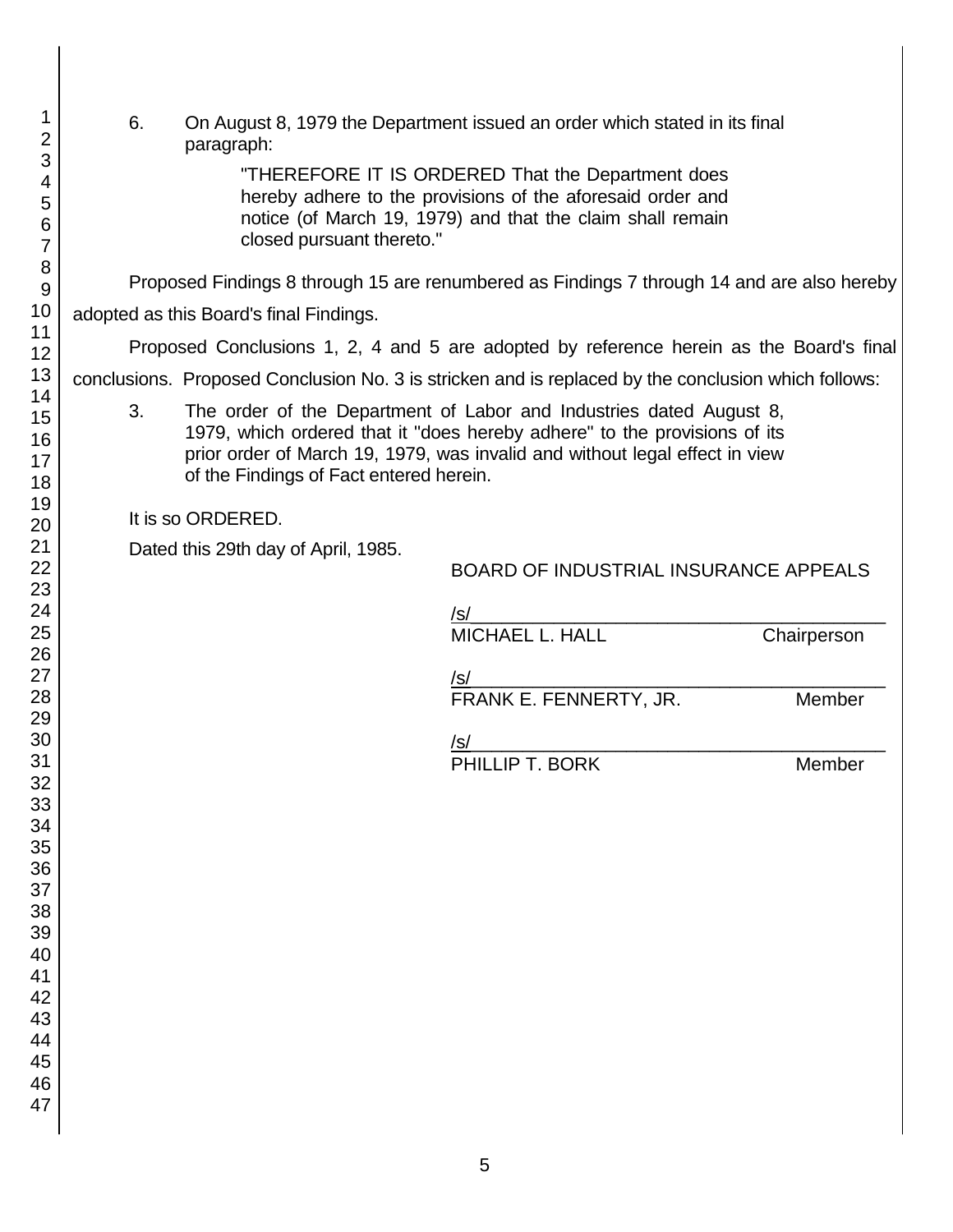6. On August 8, 1979 the Department issued an order which stated in its final paragraph:

> "THEREFORE IT IS ORDERED That the Department does hereby adhere to the provisions of the aforesaid order and notice (of March 19, 1979) and that the claim shall remain closed pursuant thereto."

Proposed Findings 8 through 15 are renumbered as Findings 7 through 14 and are also hereby adopted as this Board's final Findings.

Proposed Conclusions 1, 2, 4 and 5 are adopted by reference herein as the Board's final conclusions. Proposed Conclusion No. 3 is stricken and is replaced by the conclusion which follows:

3. The order of the Department of Labor and Industries dated August 8, 1979, which ordered that it "does hereby adhere" to the provisions of its prior order of March 19, 1979, was invalid and without legal effect in view of the Findings of Fact entered herein.

It is so ORDERED.

Dated this 29th day of April, 1985.

BOARD OF INDUSTRIAL INSURANCE APPEALS

/s/
MICHAEL L. HALL Chairperson

/s/
FRANK E. FENNERTY, JR. Member

/s/
PHILLIP T. BORK Member